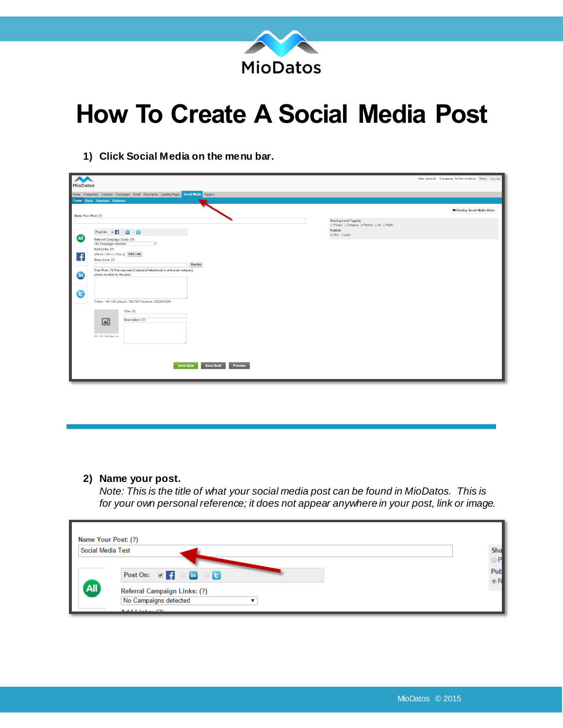# How To Create A Social Media Post

1) **Click Social Media on the menu bar.**

2) **Name your post.**
   *Note: This is the title of what your social media post can be found in MioDatos. This is for your own personal reference; it does not appear anywhere in your post, link or image.*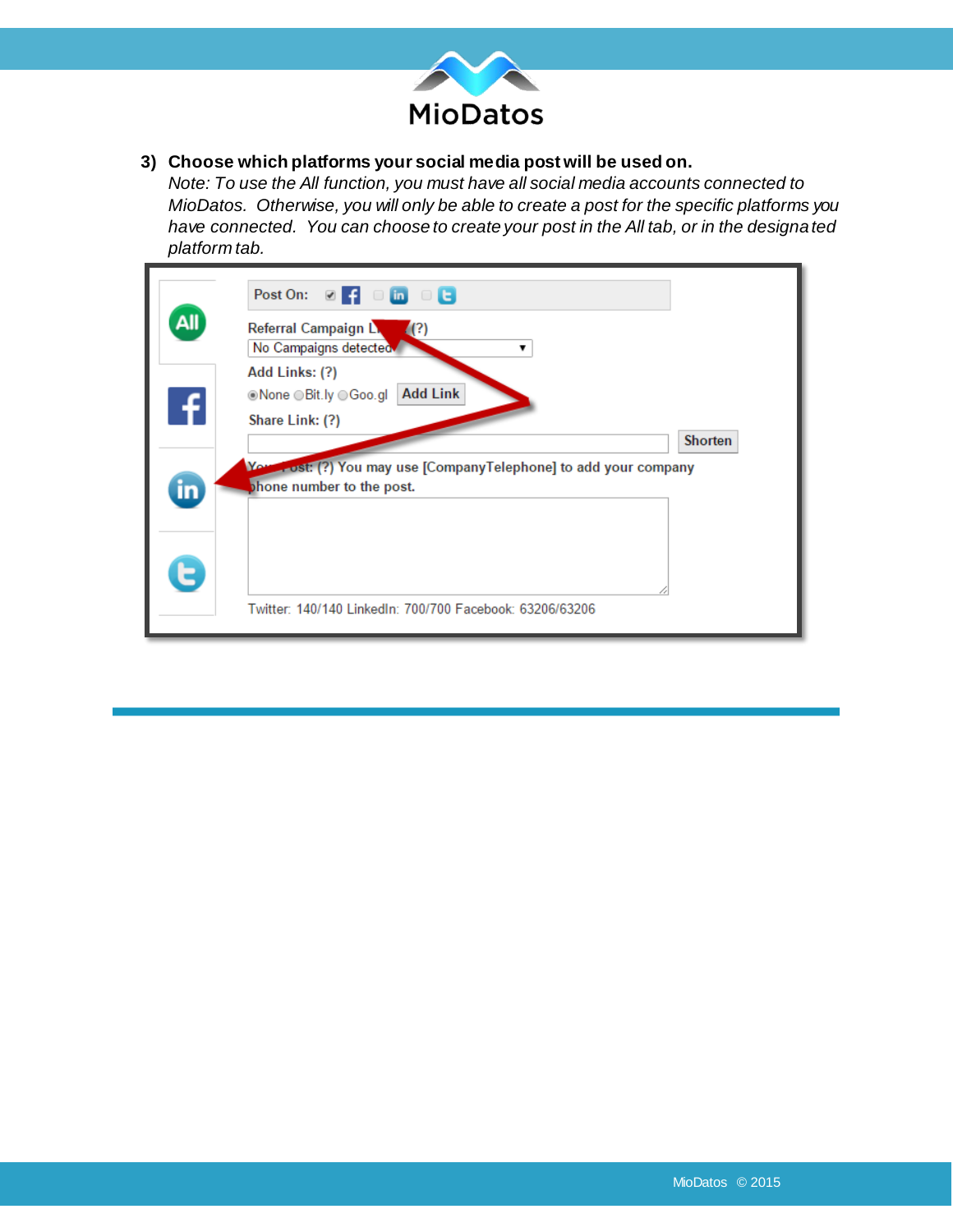3) **Choose which platforms your social media post will be used on.**
   *Note: To use the All function, you must have all social media accounts connected to MioDatos. Otherwise, you will only be able to create a post for the specific platforms you have connected. You can choose to create your post in the All tab, or in the designated platform tab.*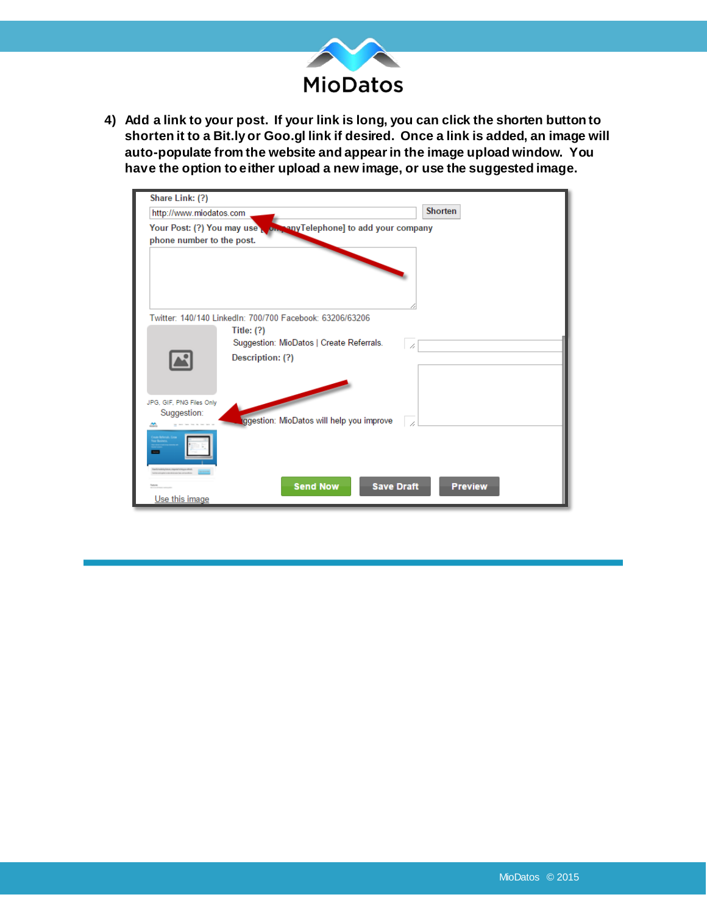4) **Add a link to your post. If your link is long, you can click the shorten button to shorten it to a Bit.ly or Goo.gl link if desired. Once a link is added, an image will auto-populate from the website and appear in the image upload window. You have the option to either upload a new image, or use the suggested image.**

Share Link: (?)

http://www.miodatos.com

Shorten

Your Post: (?) You may use [CompanyTelephone] to add your company phone number to the post.

Twitter: 140/140 LinkedIn: 700/700 Facebook: 63206/63206

Title: (?)

Suggestion: MioDatos | Create Referrals.

Description: (?)

Suggestion: MioDatos will help you improve

JPG, GIF, PNG Files Only

Suggestion:

Use this image

Send Now | Save Draft | Preview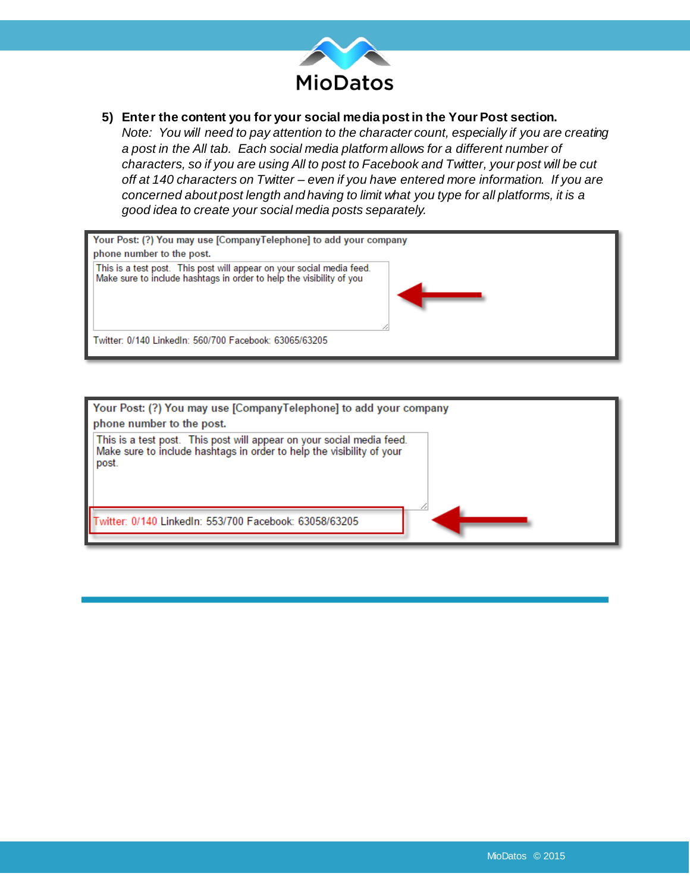5) **Enter the content you for your social media post in the Your Post section.**
*Note: You will need to pay attention to the character count, especially if you are creating a post in the All tab. Each social media platform allows for a different number of characters, so if you are using All to post to Facebook and Twitter, your post will be cut off at 140 characters on Twitter – even if you have entered more information. If you are concerned about post length and having to limit what you type for all platforms, it is a good idea to create your social media posts separately.*

Your Post: (?) You may use [CompanyTelephone] to add your company phone number to the post.

This is a test post. This post will appear on your social media feed. Make sure to include hashtags in order to help the visibility of you

Twitter: 0/140 LinkedIn: 560/700 Facebook: 63065/63205

Your Post: (?) You may use [CompanyTelephone] to add your company phone number to the post.

This is a test post. This post will appear on your social media feed. Make sure to include hashtags in order to help the visibility of your post.

Twitter: 0/140 LinkedIn: 553/700 Facebook: 63058/63205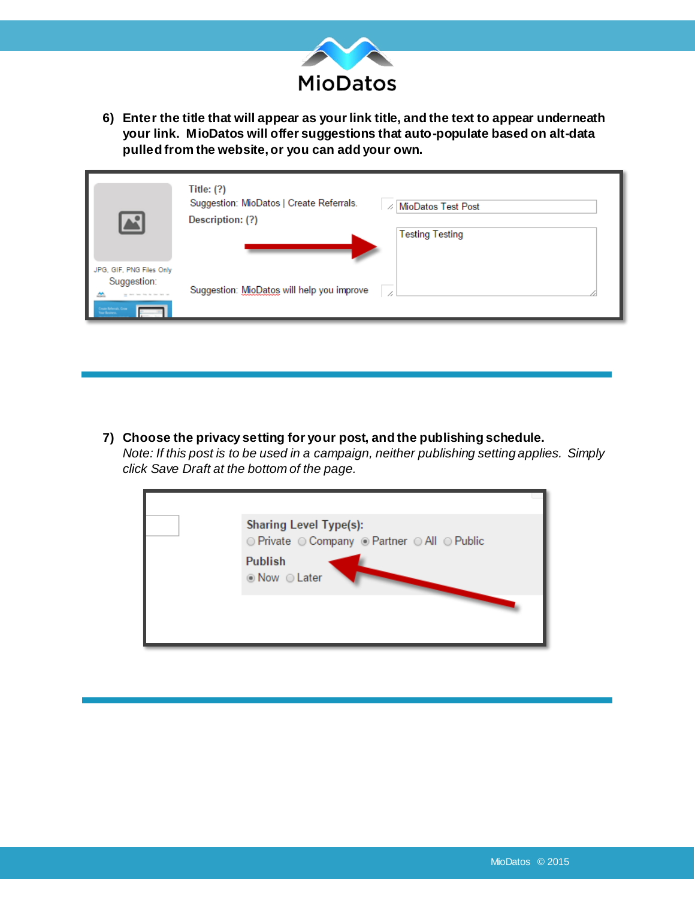6) **Enter the title that will appear as your link title, and the text to appear underneath your link. MioDatos will offer suggestions that auto-populate based on alt-data pulled from the website, or you can add your own.**

7) **Choose the privacy setting for your post, and the publishing schedule.**
*Note: If this post is to be used in a campaign, neither publishing setting applies. Simply click Save Draft at the bottom of the page.*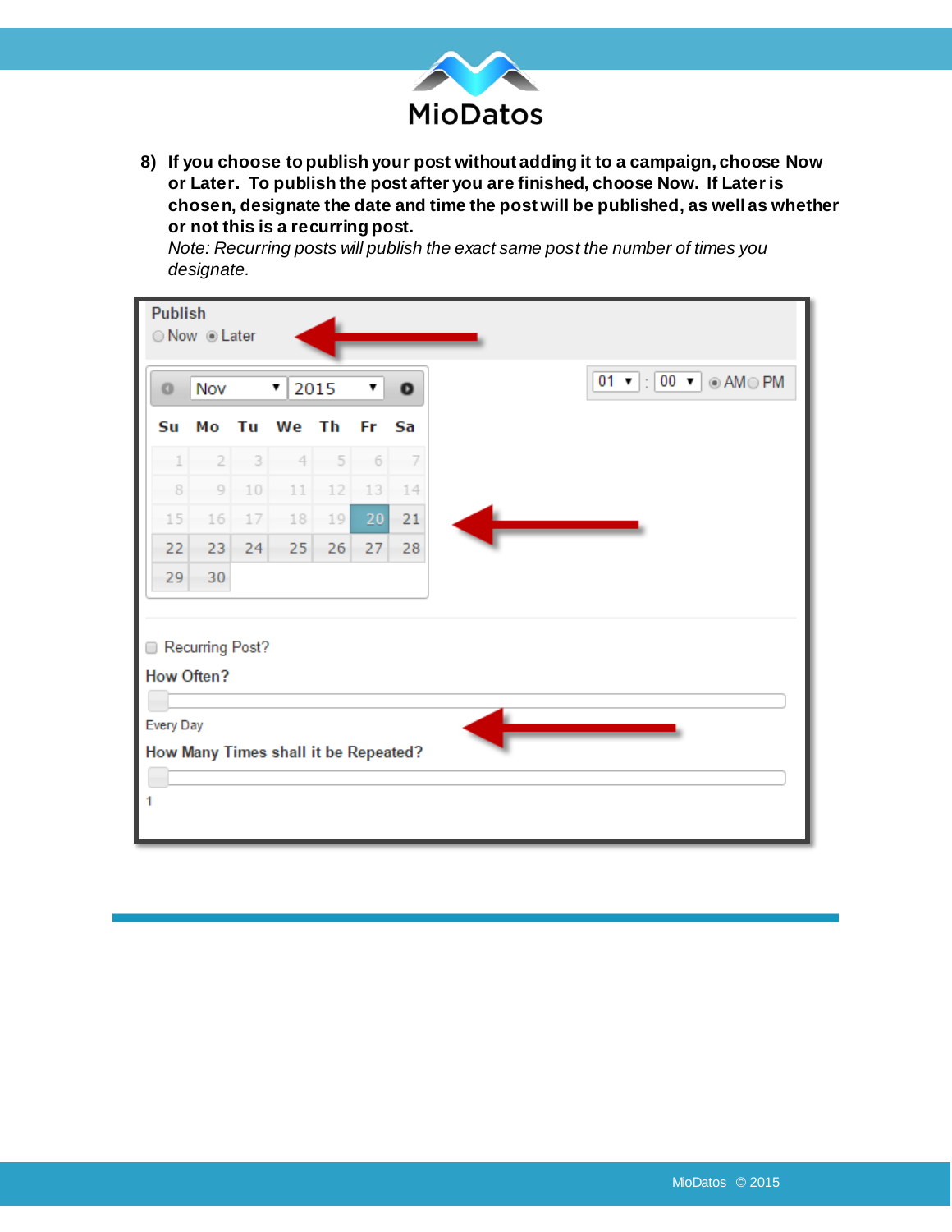8) **If you choose to publish your post without adding it to a campaign, choose Now or Later. To publish the post after you are finished, choose Now. If Later is chosen, designate the date and time the post will be published, as well as whether or not this is a recurring post.**

   *Note: Recurring posts will publish the exact same post the number of times you designate.*

Publish
○ Now ◉ Later

Nov 2015

| Su | Mo | Tu | We | Th | Fr | Sa |
|---|---|---|---|---|---|---|
| 1 | 2 | 3 | 4 | 5 | 6 | 7 |
| 8 | 9 | 10 | 11 | 12 | 13 | 14 |
| 15 | 16 | 17 | 18 | 19 | 20 | 21 |
| 22 | 23 | 24 | 25 | 26 | 27 | 28 |
| 29 | 30 | | | | | |

01 : 00 ◉ AM ○ PM

☐ Recurring Post?

How Often?

Every Day

How Many Times shall it be Repeated?

1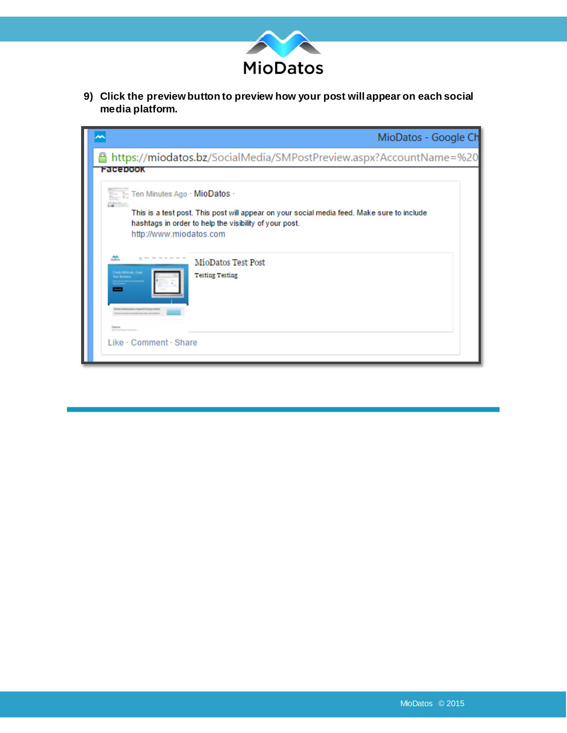9) **Click the preview button to preview how your post will appear on each social media platform.**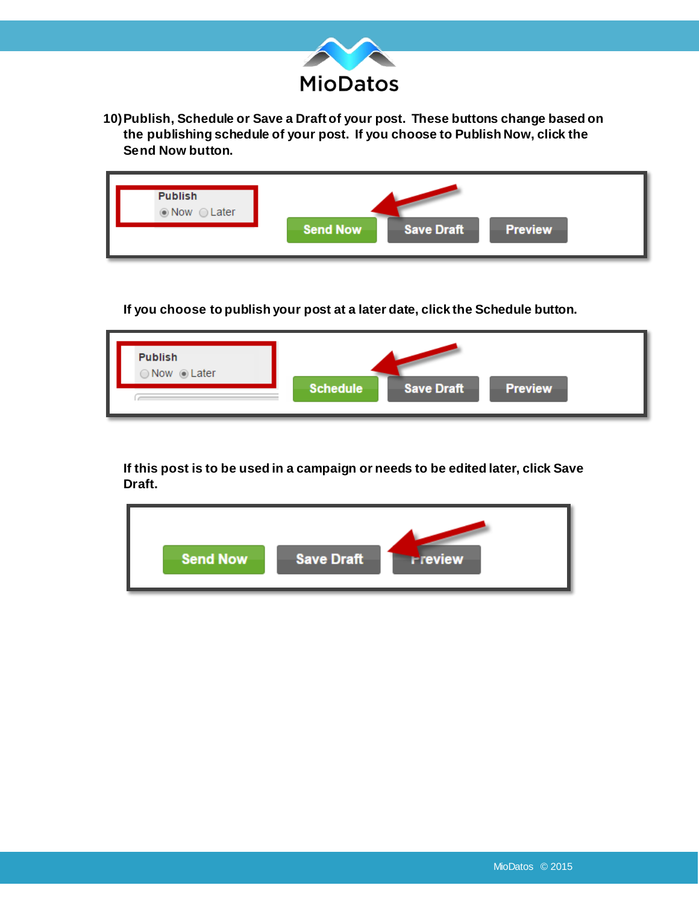10) Publish, Schedule or Save a Draft of your post. These buttons change based on the publishing schedule of your post. If you choose to Publish Now, click the Send Now button.

If you choose to publish your post at a later date, click the Schedule button.

If this post is to be used in a campaign or needs to be edited later, click Save Draft.